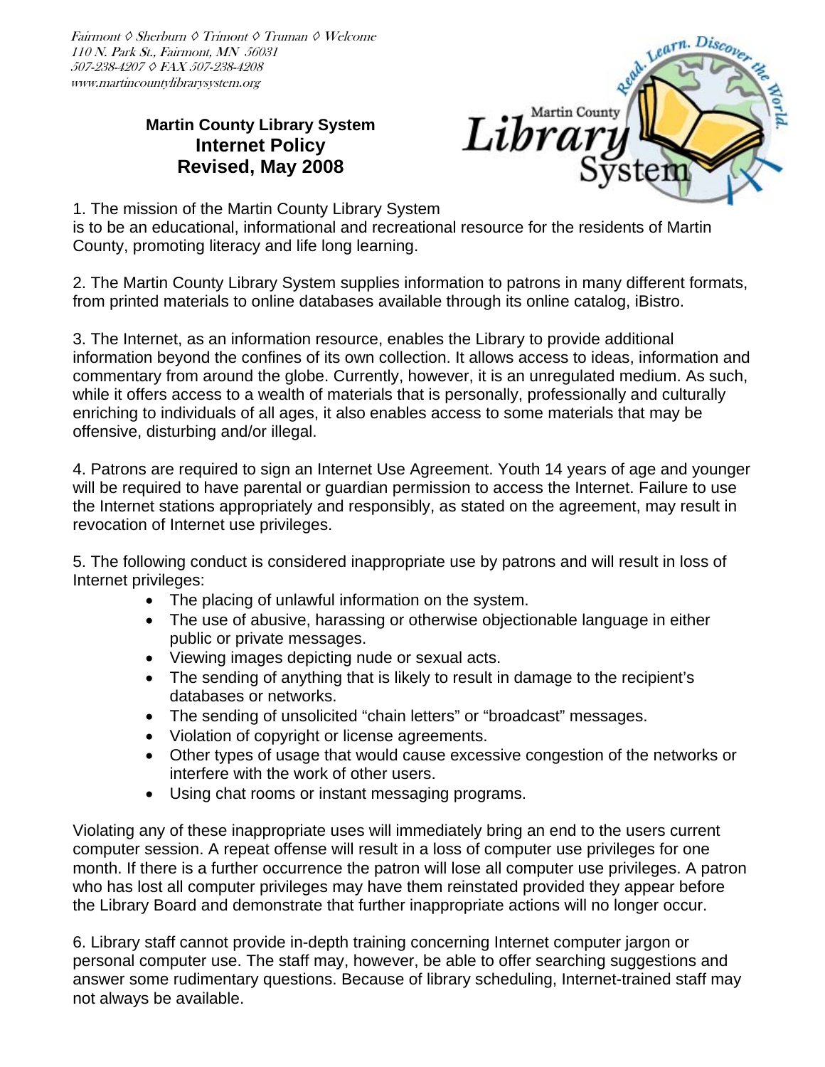*Fairmont ◊ Sherburn ◊ Trimont ◊ Truman ◊ Welcome*
*110 N. Park St., Fairmont, MN 56031*
*507-238-4207 ◊ FAX 507-238-4208*
*www.martincountylibrarysystem.org*

**Martin County Library System**

# Internet Policy
# Revised, May 2008

1. The mission of the Martin County Library System is to be an educational, informational and recreational resource for the residents of Martin County, promoting literacy and life long learning.

2. The Martin County Library System supplies information to patrons in many different formats, from printed materials to online databases available through its online catalog, iBistro.

3. The Internet, as an information resource, enables the Library to provide additional information beyond the confines of its own collection. It allows access to ideas, information and commentary from around the globe. Currently, however, it is an unregulated medium. As such, while it offers access to a wealth of materials that is personally, professionally and culturally enriching to individuals of all ages, it also enables access to some materials that may be offensive, disturbing and/or illegal.

4. Patrons are required to sign an Internet Use Agreement. Youth 14 years of age and younger will be required to have parental or guardian permission to access the Internet. Failure to use the Internet stations appropriately and responsibly, as stated on the agreement, may result in revocation of Internet use privileges.

5. The following conduct is considered inappropriate use by patrons and will result in loss of Internet privileges:

- The placing of unlawful information on the system.
- The use of abusive, harassing or otherwise objectionable language in either public or private messages.
- Viewing images depicting nude or sexual acts.
- The sending of anything that is likely to result in damage to the recipient's databases or networks.
- The sending of unsolicited "chain letters" or "broadcast" messages.
- Violation of copyright or license agreements.
- Other types of usage that would cause excessive congestion of the networks or interfere with the work of other users.
- Using chat rooms or instant messaging programs.

Violating any of these inappropriate uses will immediately bring an end to the users current computer session. A repeat offense will result in a loss of computer use privileges for one month. If there is a further occurrence the patron will lose all computer use privileges. A patron who has lost all computer privileges may have them reinstated provided they appear before the Library Board and demonstrate that further inappropriate actions will no longer occur.

6. Library staff cannot provide in-depth training concerning Internet computer jargon or personal computer use. The staff may, however, be able to offer searching suggestions and answer some rudimentary questions. Because of library scheduling, Internet-trained staff may not always be available.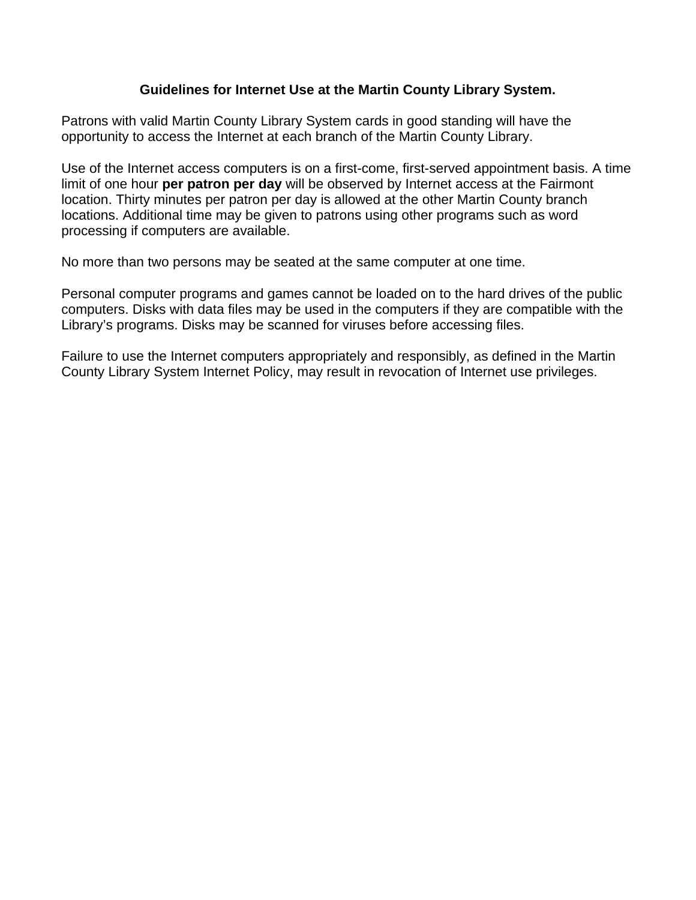**Guidelines for Internet Use at the Martin County Library System.**

Patrons with valid Martin County Library System cards in good standing will have the opportunity to access the Internet at each branch of the Martin County Library.

Use of the Internet access computers is on a first-come, first-served appointment basis. A time limit of one hour **per patron per day** will be observed by Internet access at the Fairmont location. Thirty minutes per patron per day is allowed at the other Martin County branch locations. Additional time may be given to patrons using other programs such as word processing if computers are available.

No more than two persons may be seated at the same computer at one time.

Personal computer programs and games cannot be loaded on to the hard drives of the public computers. Disks with data files may be used in the computers if they are compatible with the Library's programs. Disks may be scanned for viruses before accessing files.

Failure to use the Internet computers appropriately and responsibly, as defined in the Martin County Library System Internet Policy, may result in revocation of Internet use privileges.